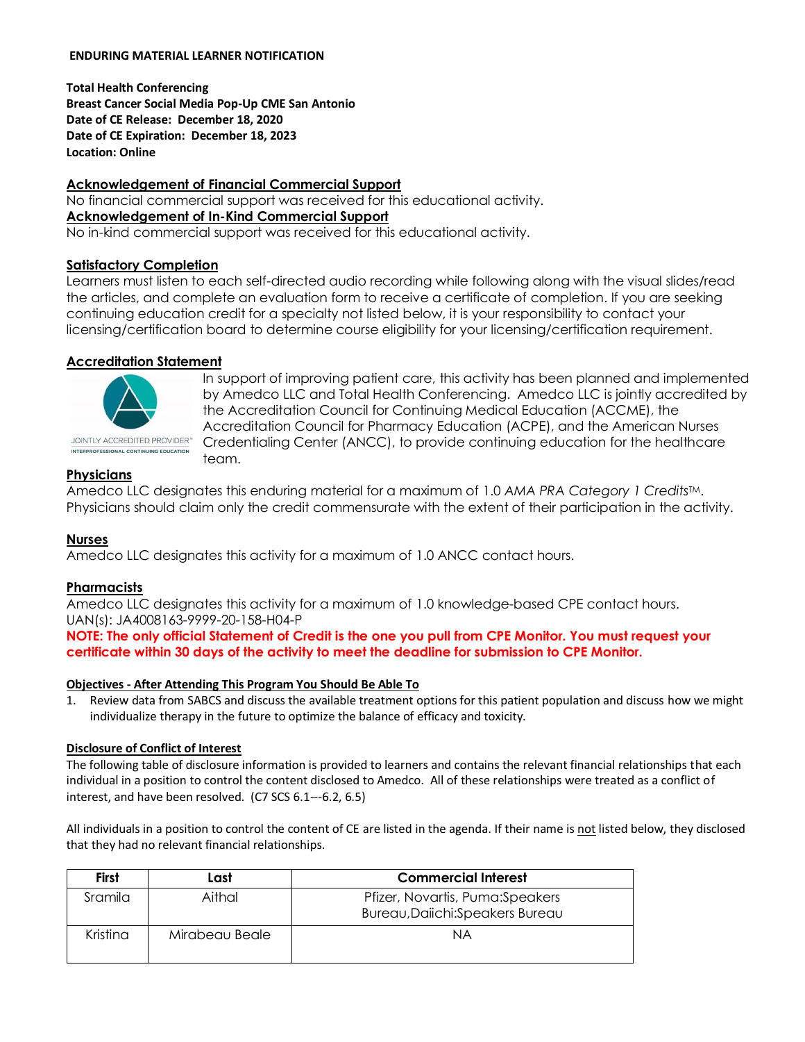**ENDURING MATERIAL LEARNER NOTIFICATION**

**Total Health Conferencing**
**Breast Cancer Social Media Pop-Up CME San Antonio**
**Date of CE Release: December 18, 2020**
**Date of CE Expiration: December 18, 2023**
**Location: Online**

## Acknowledgement of Financial Commercial Support

No financial commercial support was received for this educational activity.

## Acknowledgement of In-Kind Commercial Support

No in-kind commercial support was received for this educational activity.

## Satisfactory Completion

Learners must listen to each self-directed audio recording while following along with the visual slides/read the articles, and complete an evaluation form to receive a certificate of completion. If you are seeking continuing education credit for a specialty not listed below, it is your responsibility to contact your licensing/certification board to determine course eligibility for your licensing/certification requirement.

## Accreditation Statement

JOINTLY ACCREDITED PROVIDER™
INTERPROFESSIONAL CONTINUING EDUCATION

In support of improving patient care, this activity has been planned and implemented by Amedco LLC and Total Health Conferencing. Amedco LLC is jointly accredited by the Accreditation Council for Continuing Medical Education (ACCME), the Accreditation Council for Pharmacy Education (ACPE), and the American Nurses Credentialing Center (ANCC), to provide continuing education for the healthcare team.

## Physicians

Amedco LLC designates this enduring material for a maximum of 1.0 *AMA PRA Category 1 Credits*™. Physicians should claim only the credit commensurate with the extent of their participation in the activity.

## Nurses

Amedco LLC designates this activity for a maximum of 1.0 ANCC contact hours.

## Pharmacists

Amedco LLC designates this activity for a maximum of 1.0 knowledge-based CPE contact hours.
UAN(s): JA4008163-9999-20-158-H04-P

**NOTE: The only official Statement of Credit is the one you pull from CPE Monitor. You must request your certificate within 30 days of the activity to meet the deadline for submission to CPE Monitor.**

### Objectives - After Attending This Program You Should Be Able To

1. Review data from SABCS and discuss the available treatment options for this patient population and discuss how we might individualize therapy in the future to optimize the balance of efficacy and toxicity.

### Disclosure of Conflict of Interest

The following table of disclosure information is provided to learners and contains the relevant financial relationships that each individual in a position to control the content disclosed to Amedco. All of these relationships were treated as a conflict of interest, and have been resolved. (C7 SCS 6.1---6.2, 6.5)

All individuals in a position to control the content of CE are listed in the agenda. If their name is not listed below, they disclosed that they had no relevant financial relationships.

| First | Last | Commercial Interest |
|---|---|---|
| Sramila | Aithal | Pfizer, Novartis, Puma:Speakers Bureau,Daiichi:Speakers Bureau |
| Kristina | Mirabeau Beale | NA |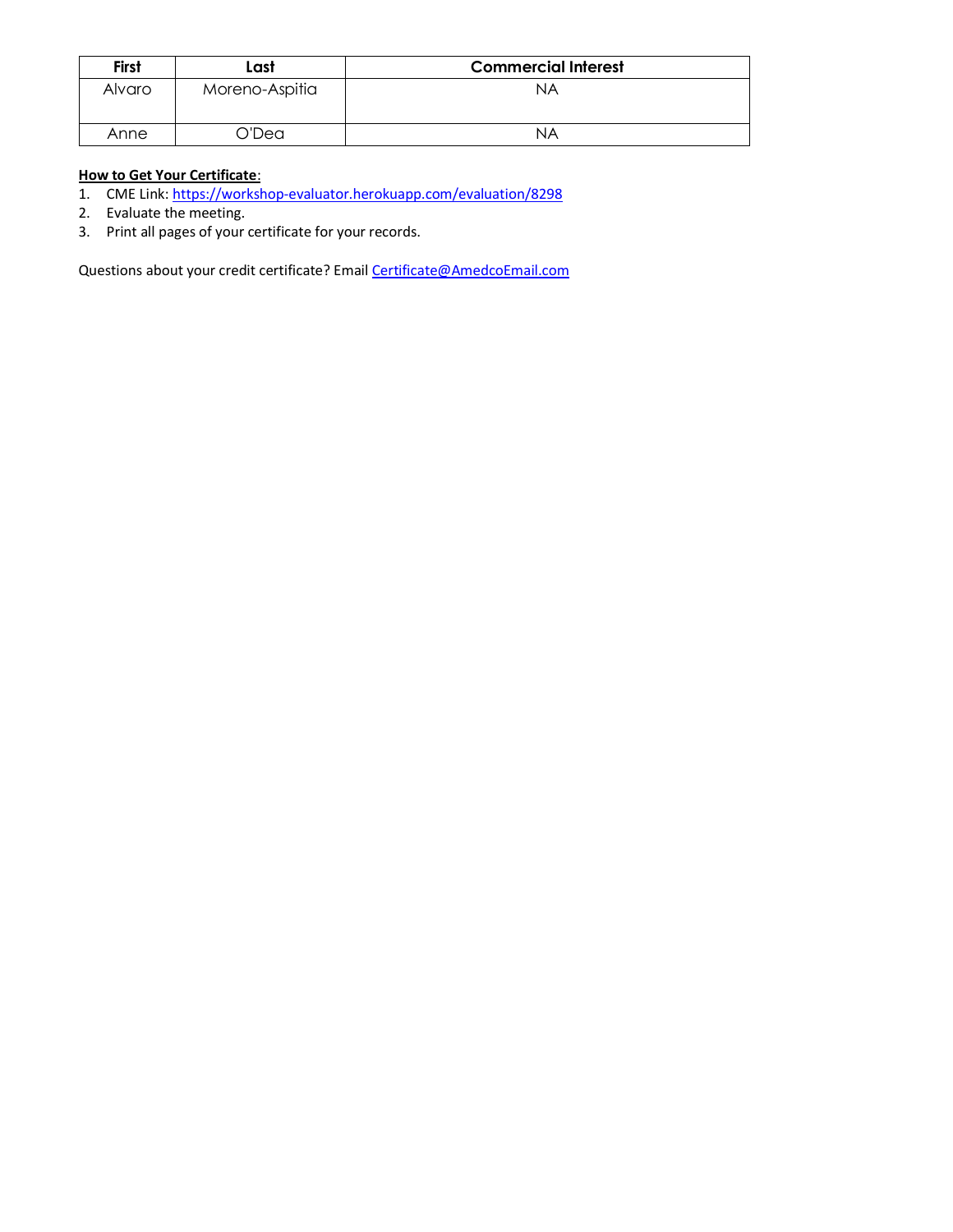| First | Last | Commercial Interest |
| --- | --- | --- |
| Alvaro | Moreno-Aspitia | NA |
| Anne | O'Dea | NA |

**How to Get Your Certificate**:

1. CME Link: https://workshop-evaluator.herokuapp.com/evaluation/8298
2. Evaluate the meeting.
3. Print all pages of your certificate for your records.

Questions about your credit certificate? Email Certificate@AmedcoEmail.com